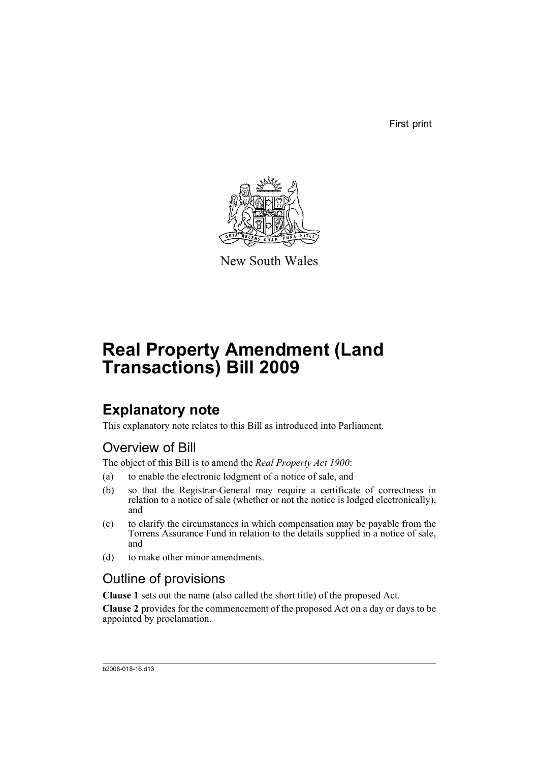First print

New South Wales

# Real Property Amendment (Land Transactions) Bill 2009

## Explanatory note

This explanatory note relates to this Bill as introduced into Parliament.

### Overview of Bill

The object of this Bill is to amend the *Real Property Act 1900*:

(a) to enable the electronic lodgment of a notice of sale, and

(b) so that the Registrar-General may require a certificate of correctness in relation to a notice of sale (whether or not the notice is lodged electronically), and

(c) to clarify the circumstances in which compensation may be payable from the Torrens Assurance Fund in relation to the details supplied in a notice of sale, and

(d) to make other minor amendments.

### Outline of provisions

**Clause 1** sets out the name (also called the short title) of the proposed Act.

**Clause 2** provides for the commencement of the proposed Act on a day or days to be appointed by proclamation.

b2006-018-16.d13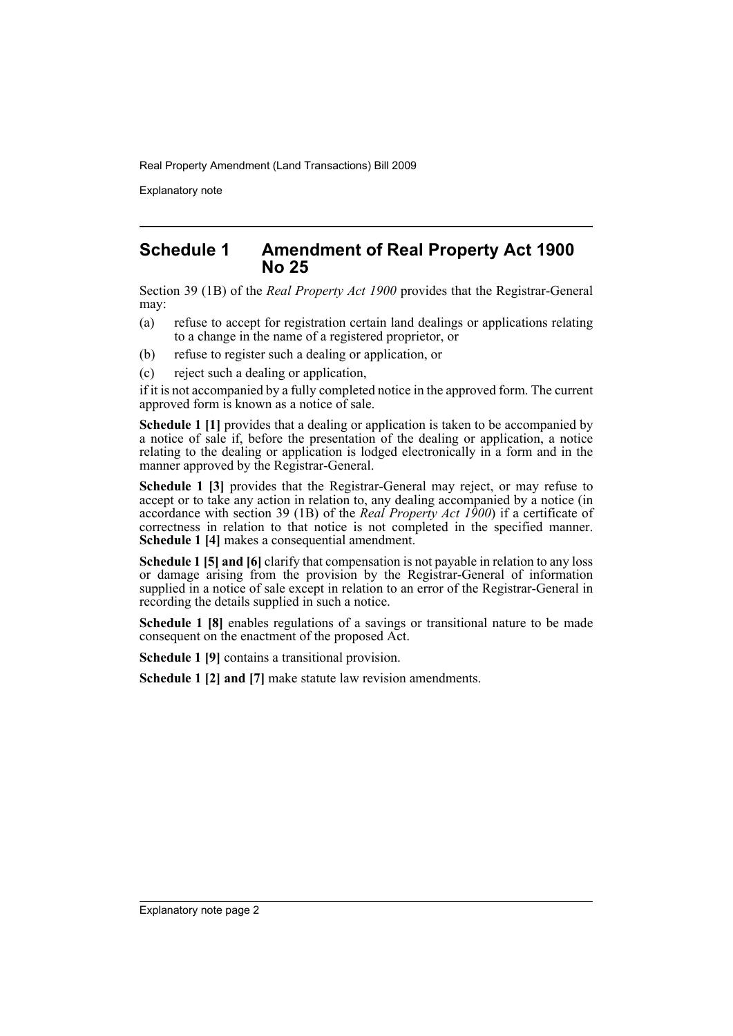## Schedule 1 Amendment of Real Property Act 1900 No 25

Section 39 (1B) of the *Real Property Act 1900* provides that the Registrar-General may:

(a) refuse to accept for registration certain land dealings or applications relating to a change in the name of a registered proprietor, or

(b) refuse to register such a dealing or application, or

(c) reject such a dealing or application,

if it is not accompanied by a fully completed notice in the approved form. The current approved form is known as a notice of sale.

**Schedule 1 [1]** provides that a dealing or application is taken to be accompanied by a notice of sale if, before the presentation of the dealing or application, a notice relating to the dealing or application is lodged electronically in a form and in the manner approved by the Registrar-General.

**Schedule 1 [3]** provides that the Registrar-General may reject, or may refuse to accept or to take any action in relation to, any dealing accompanied by a notice (in accordance with section 39 (1B) of the *Real Property Act 1900*) if a certificate of correctness in relation to that notice is not completed in the specified manner. **Schedule 1 [4]** makes a consequential amendment.

**Schedule 1 [5] and [6]** clarify that compensation is not payable in relation to any loss or damage arising from the provision by the Registrar-General of information supplied in a notice of sale except in relation to an error of the Registrar-General in recording the details supplied in such a notice.

**Schedule 1 [8]** enables regulations of a savings or transitional nature to be made consequent on the enactment of the proposed Act.

**Schedule 1 [9]** contains a transitional provision.

**Schedule 1 [2] and [7]** make statute law revision amendments.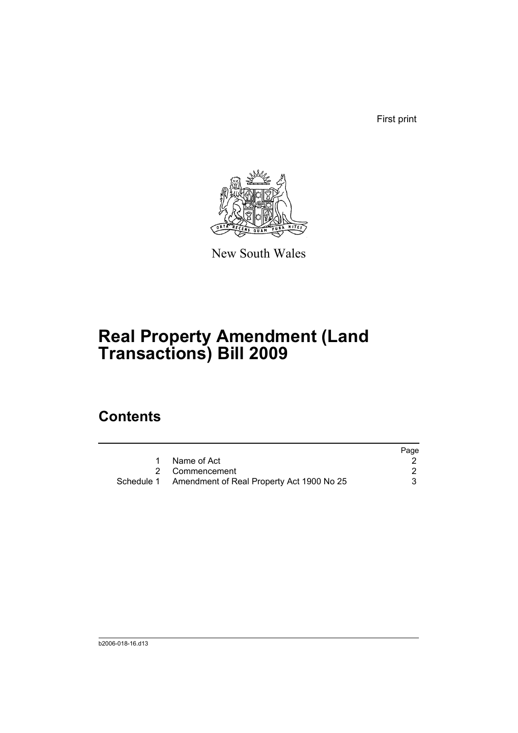First print

New South Wales

# Real Property Amendment (Land Transactions) Bill 2009

## Contents

| | | Page |
|---|---|---|
| 1 | Name of Act | 2 |
| 2 | Commencement | 2 |
| Schedule 1 | Amendment of Real Property Act 1900 No 25 | 3 |

b2006-018-16.d13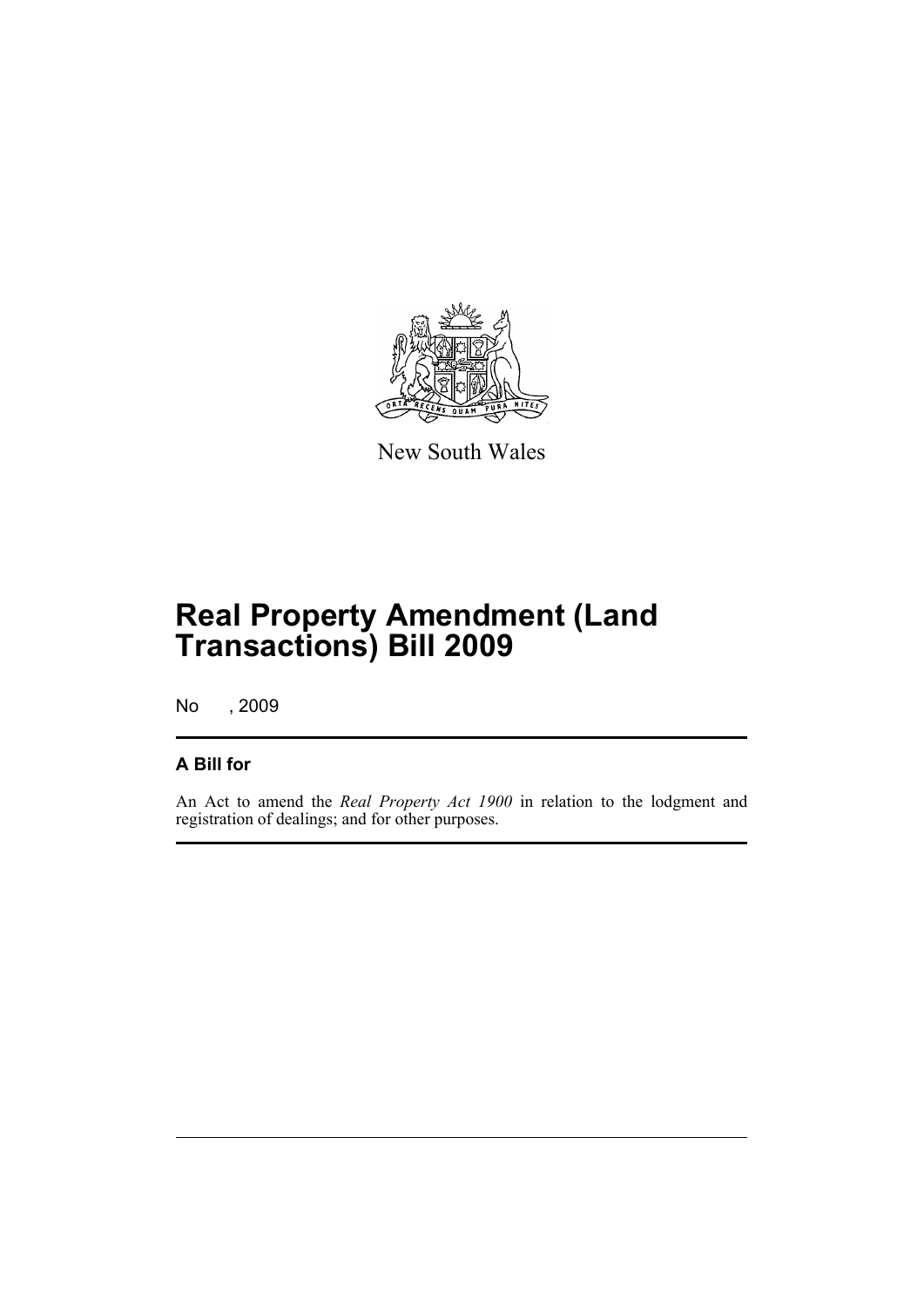New South Wales

# Real Property Amendment (Land Transactions) Bill 2009

No , 2009

## A Bill for

An Act to amend the *Real Property Act 1900* in relation to the lodgment and registration of dealings; and for other purposes.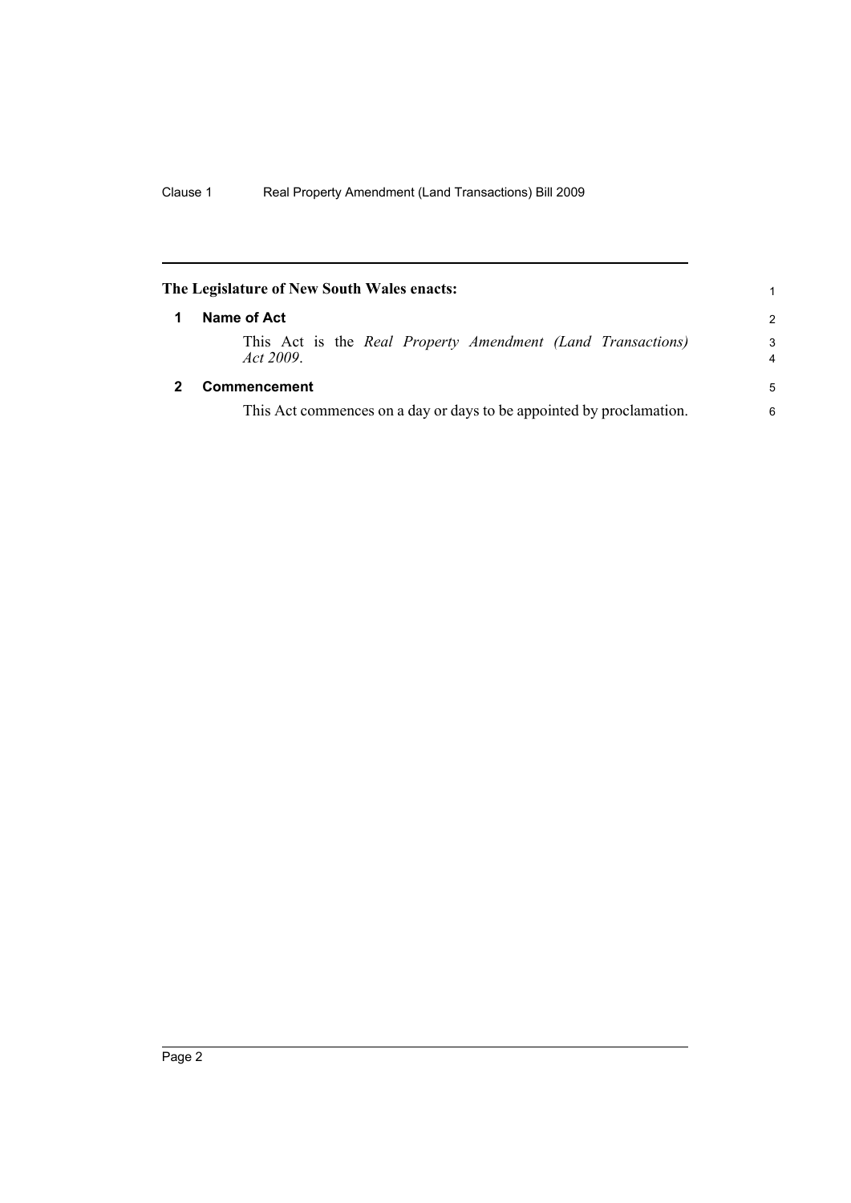**The Legislature of New South Wales enacts:**

## 1 Name of Act

This Act is the *Real Property Amendment (Land Transactions) Act 2009*.

## 2 Commencement

This Act commences on a day or days to be appointed by proclamation.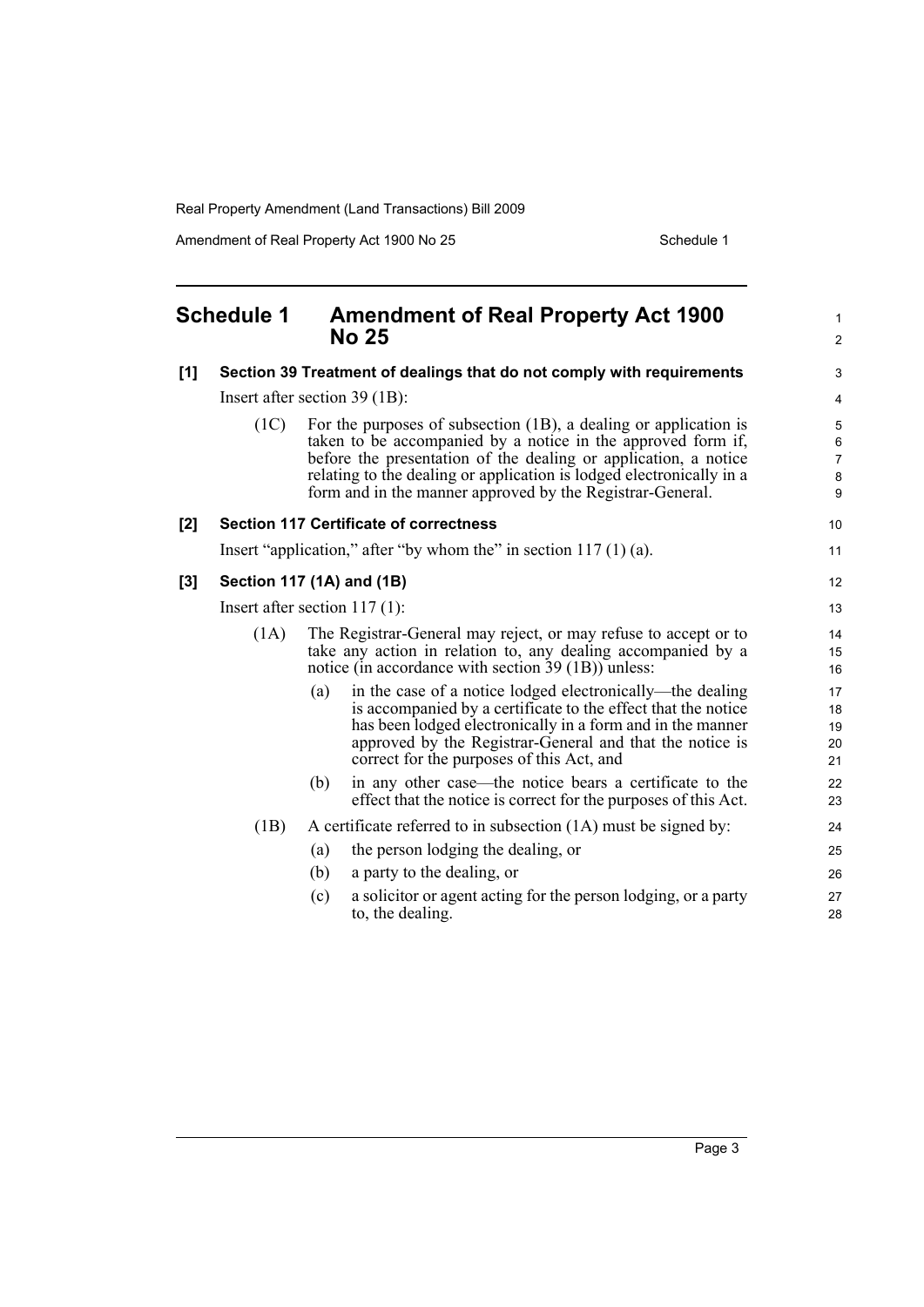## Schedule 1 Amendment of Real Property Act 1900 No 25

**[1] Section 39 Treatment of dealings that do not comply with requirements**

Insert after section 39 (1B):

(1C) For the purposes of subsection (1B), a dealing or application is taken to be accompanied by a notice in the approved form if, before the presentation of the dealing or application, a notice relating to the dealing or application is lodged electronically in a form and in the manner approved by the Registrar-General.

**[2] Section 117 Certificate of correctness**

Insert "application," after "by whom the" in section 117 (1) (a).

**[3] Section 117 (1A) and (1B)**

Insert after section 117 (1):

(1A) The Registrar-General may reject, or may refuse to accept or to take any action in relation to, any dealing accompanied by a notice (in accordance with section 39 (1B)) unless:

- (a) in the case of a notice lodged electronically—the dealing is accompanied by a certificate to the effect that the notice has been lodged electronically in a form and in the manner approved by the Registrar-General and that the notice is correct for the purposes of this Act, and
- (b) in any other case—the notice bears a certificate to the effect that the notice is correct for the purposes of this Act.

(1B) A certificate referred to in subsection (1A) must be signed by:

- (a) the person lodging the dealing, or
- (b) a party to the dealing, or
- (c) a solicitor or agent acting for the person lodging, or a party to, the dealing.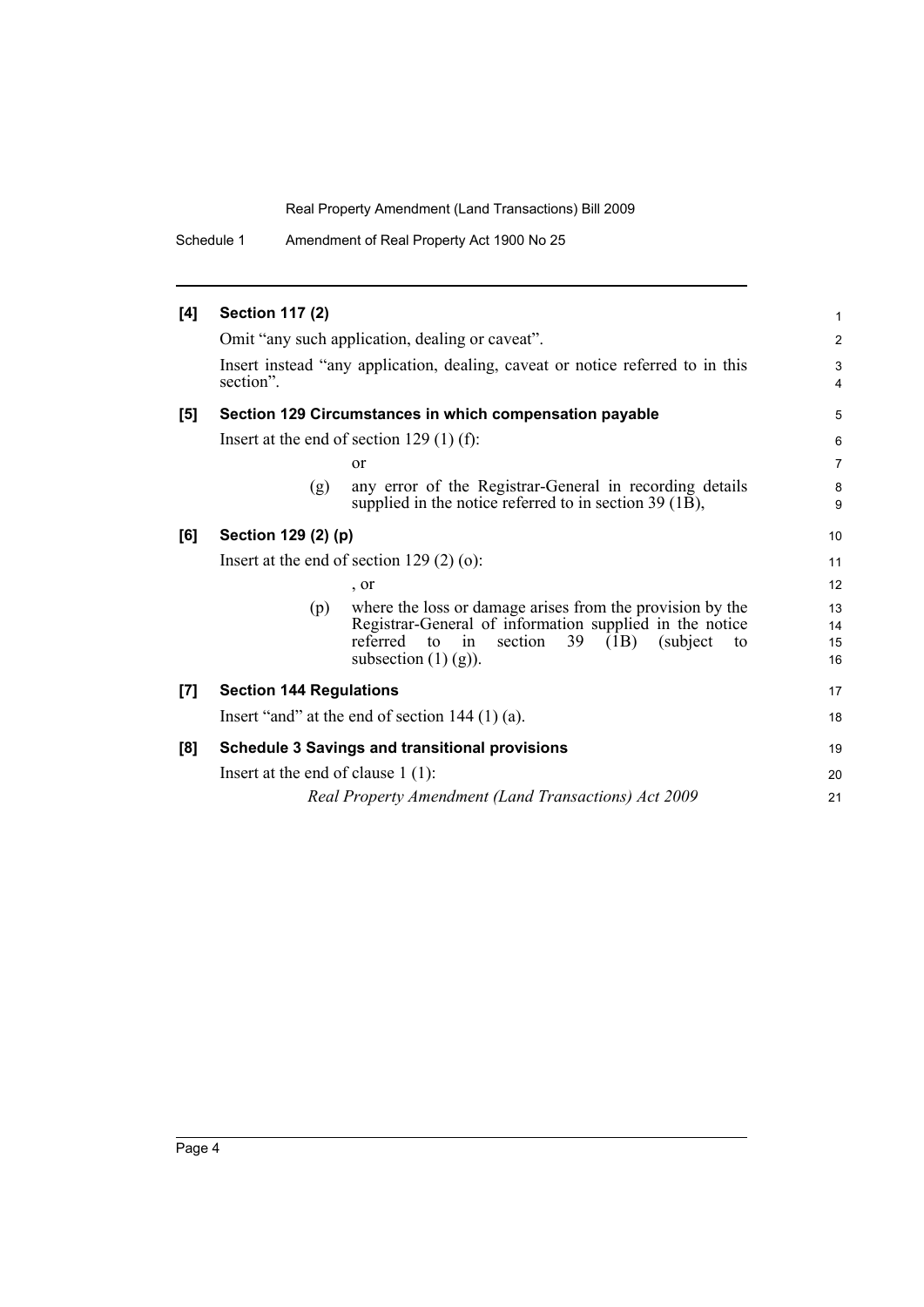**[4] Section 117 (2)**

Omit "any such application, dealing or caveat".

Insert instead "any application, dealing, caveat or notice referred to in this section".

**[5] Section 129 Circumstances in which compensation payable**

Insert at the end of section 129 (1) (f):

or

(g) any error of the Registrar-General in recording details supplied in the notice referred to in section 39 (1B),

**[6] Section 129 (2) (p)**

Insert at the end of section 129 (2) (o):

, or

(p) where the loss or damage arises from the provision by the Registrar-General of information supplied in the notice referred to in section 39 (1B) (subject to subsection (1) (g)).

**[7] Section 144 Regulations**

Insert "and" at the end of section 144 (1) (a).

**[8] Schedule 3 Savings and transitional provisions**

Insert at the end of clause 1 (1):

*Real Property Amendment (Land Transactions) Act 2009*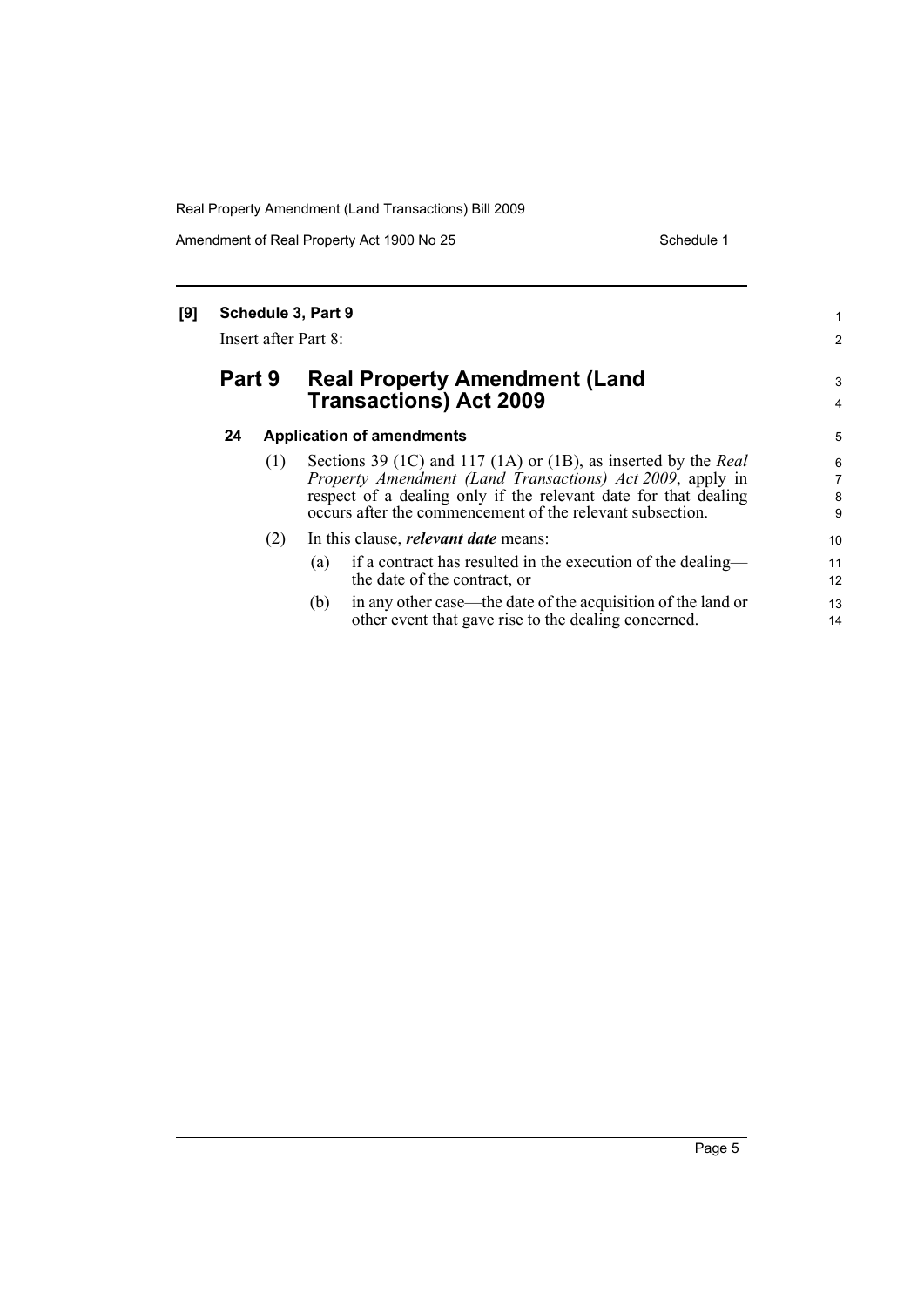**[9] Schedule 3, Part 9**

Insert after Part 8:

## Part 9 Real Property Amendment (Land Transactions) Act 2009

### 24 Application of amendments

(1) Sections 39 (1C) and 117 (1A) or (1B), as inserted by the *Real Property Amendment (Land Transactions) Act 2009*, apply in respect of a dealing only if the relevant date for that dealing occurs after the commencement of the relevant subsection.

(2) In this clause, ***relevant date*** means:

(a) if a contract has resulted in the execution of the dealing—the date of the contract, or

(b) in any other case—the date of the acquisition of the land or other event that gave rise to the dealing concerned.